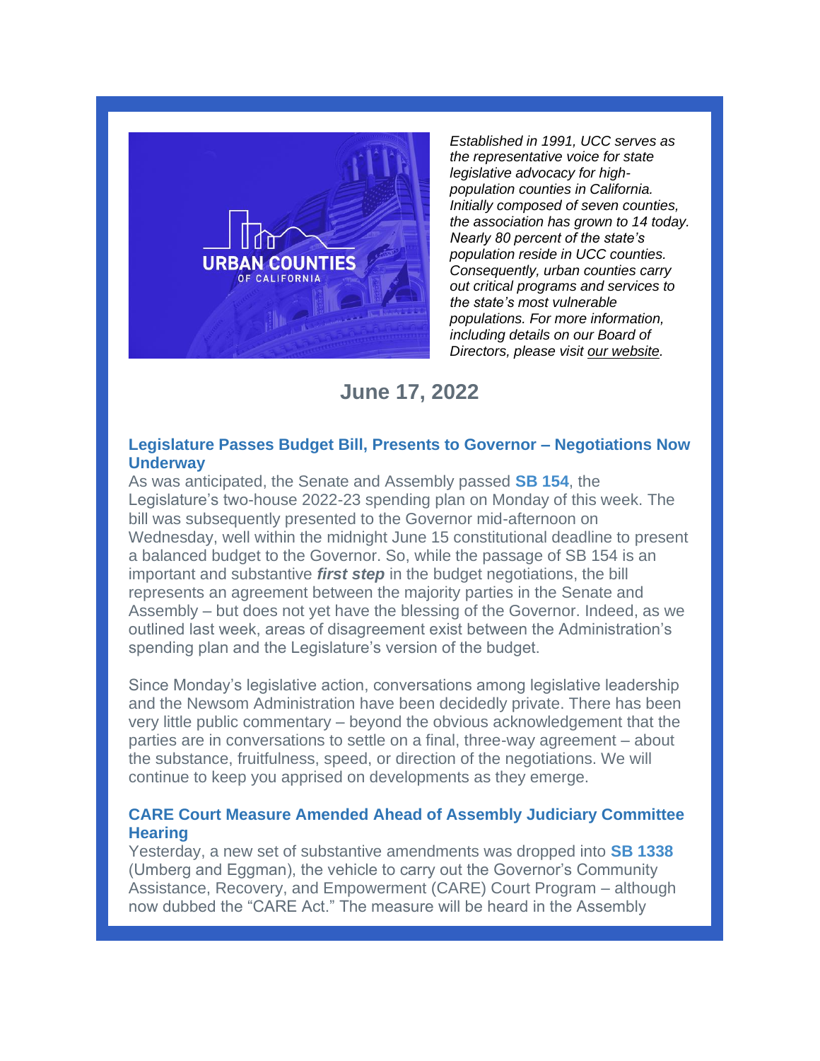*Established in 1991, UCC serves as the representative voice for state legislative advocacy for high-population counties in California. Initially composed of seven counties, the association has grown to 14 today. Nearly 80 percent of the state's population reside in UCC counties. Consequently, urban counties carry out critical programs and services to the state's most vulnerable populations. For more information, including details on our Board of Directors, please visit our website.*

## June 17, 2022

### Legislature Passes Budget Bill, Presents to Governor – Negotiations Now Underway

As was anticipated, the Senate and Assembly passed **SB 154**, the Legislature's two-house 2022-23 spending plan on Monday of this week. The bill was subsequently presented to the Governor mid-afternoon on Wednesday, well within the midnight June 15 constitutional deadline to present a balanced budget to the Governor. So, while the passage of SB 154 is an important and substantive ***first step*** in the budget negotiations, the bill represents an agreement between the majority parties in the Senate and Assembly – but does not yet have the blessing of the Governor. Indeed, as we outlined last week, areas of disagreement exist between the Administration's spending plan and the Legislature's version of the budget.

Since Monday's legislative action, conversations among legislative leadership and the Newsom Administration have been decidedly private. There has been very little public commentary – beyond the obvious acknowledgement that the parties are in conversations to settle on a final, three-way agreement – about the substance, fruitfulness, speed, or direction of the negotiations. We will continue to keep you apprised on developments as they emerge.

### CARE Court Measure Amended Ahead of Assembly Judiciary Committee Hearing

Yesterday, a new set of substantive amendments was dropped into **SB 1338** (Umberg and Eggman), the vehicle to carry out the Governor's Community Assistance, Recovery, and Empowerment (CARE) Court Program – although now dubbed the "CARE Act." The measure will be heard in the Assembly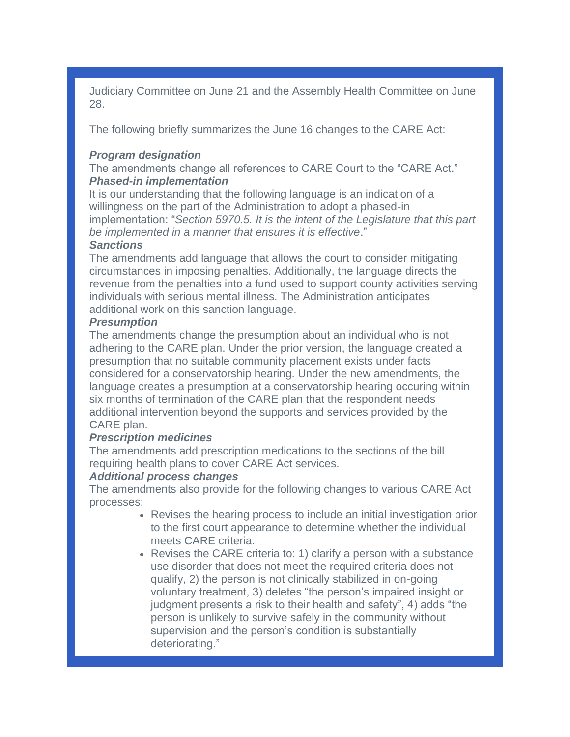Judiciary Committee on June 21 and the Assembly Health Committee on June 28.

The following briefly summarizes the June 16 changes to the CARE Act:

***Program designation***

The amendments change all references to CARE Court to the "CARE Act."

***Phased-in implementation***

It is our understanding that the following language is an indication of a willingness on the part of the Administration to adopt a phased-in implementation: "*Section 5970.5. It is the intent of the Legislature that this part be implemented in a manner that ensures it is effective*."

***Sanctions***

The amendments add language that allows the court to consider mitigating circumstances in imposing penalties. Additionally, the language directs the revenue from the penalties into a fund used to support county activities serving individuals with serious mental illness. The Administration anticipates additional work on this sanction language.

***Presumption***

The amendments change the presumption about an individual who is not adhering to the CARE plan. Under the prior version, the language created a presumption that no suitable community placement exists under facts considered for a conservatorship hearing. Under the new amendments, the language creates a presumption at a conservatorship hearing occuring within six months of termination of the CARE plan that the respondent needs additional intervention beyond the supports and services provided by the CARE plan.

***Prescription medicines***

The amendments add prescription medications to the sections of the bill requiring health plans to cover CARE Act services.

***Additional process changes***

The amendments also provide for the following changes to various CARE Act processes:

- Revises the hearing process to include an initial investigation prior to the first court appearance to determine whether the individual meets CARE criteria.
- Revises the CARE criteria to: 1) clarify a person with a substance use disorder that does not meet the required criteria does not qualify, 2) the person is not clinically stabilized in on-going voluntary treatment, 3) deletes "the person's impaired insight or judgment presents a risk to their health and safety", 4) adds "the person is unlikely to survive safely in the community without supervision and the person's condition is substantially deteriorating."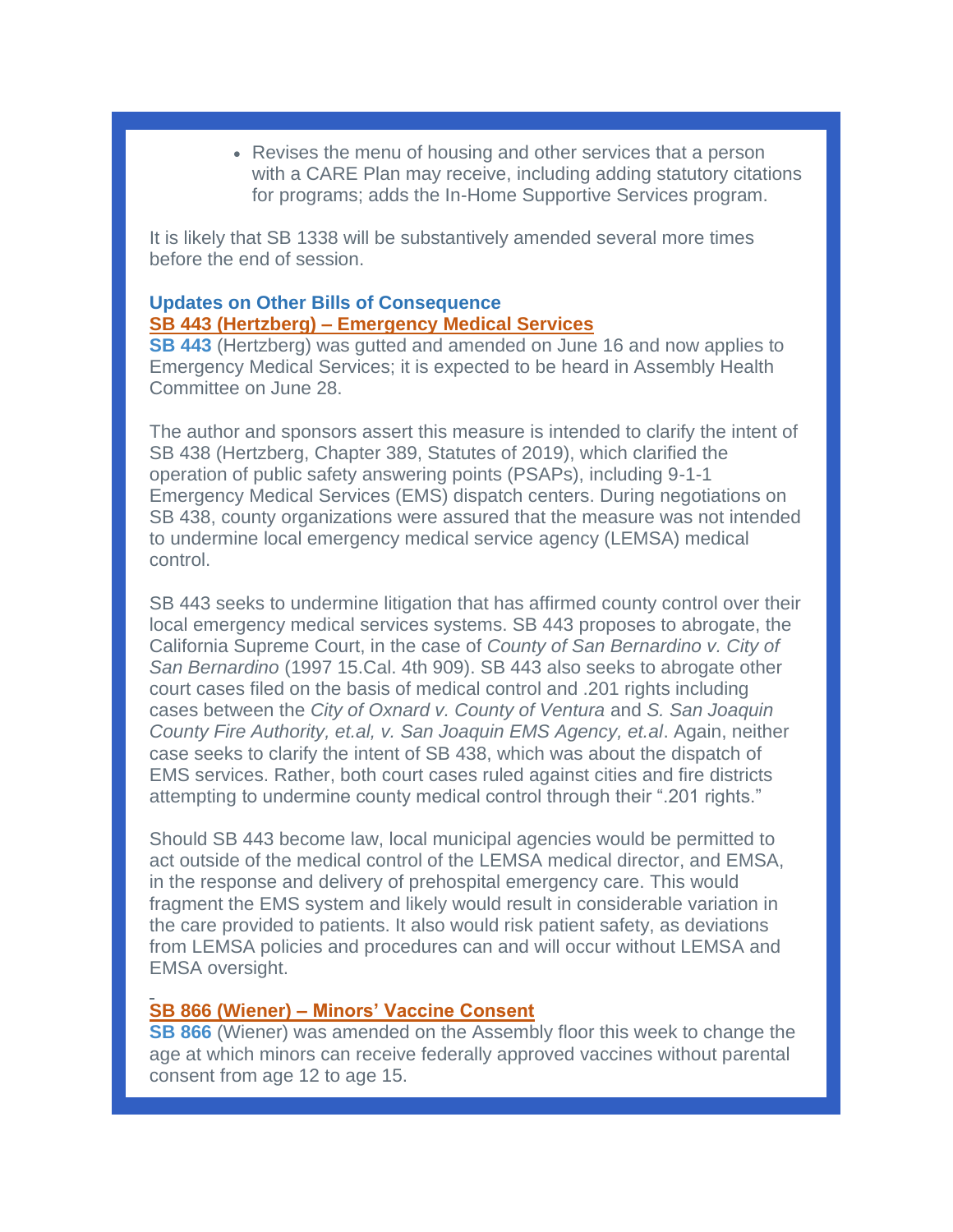- Revises the menu of housing and other services that a person with a CARE Plan may receive, including adding statutory citations for programs; adds the In-Home Supportive Services program.

It is likely that SB 1338 will be substantively amended several more times before the end of session.

### Updates on Other Bills of Consequence

**SB 443 (Hertzberg) – Emergency Medical Services**

**SB 443** (Hertzberg) was gutted and amended on June 16 and now applies to Emergency Medical Services; it is expected to be heard in Assembly Health Committee on June 28.

The author and sponsors assert this measure is intended to clarify the intent of SB 438 (Hertzberg, Chapter 389, Statutes of 2019), which clarified the operation of public safety answering points (PSAPs), including 9-1-1 Emergency Medical Services (EMS) dispatch centers. During negotiations on SB 438, county organizations were assured that the measure was not intended to undermine local emergency medical service agency (LEMSA) medical control.

SB 443 seeks to undermine litigation that has affirmed county control over their local emergency medical services systems. SB 443 proposes to abrogate, the California Supreme Court, in the case of *County of San Bernardino v. City of San Bernardino* (1997 15.Cal. 4th 909). SB 443 also seeks to abrogate other court cases filed on the basis of medical control and .201 rights including cases between the *City of Oxnard v. County of Ventura* and *S. San Joaquin County Fire Authority, et.al, v. San Joaquin EMS Agency, et.al*. Again, neither case seeks to clarify the intent of SB 438, which was about the dispatch of EMS services. Rather, both court cases ruled against cities and fire districts attempting to undermine county medical control through their ".201 rights."

Should SB 443 become law, local municipal agencies would be permitted to act outside of the medical control of the LEMSA medical director, and EMSA, in the response and delivery of prehospital emergency care. This would fragment the EMS system and likely would result in considerable variation in the care provided to patients. It also would risk patient safety, as deviations from LEMSA policies and procedures can and will occur without LEMSA and EMSA oversight.

**SB 866 (Wiener) – Minors' Vaccine Consent**

**SB 866** (Wiener) was amended on the Assembly floor this week to change the age at which minors can receive federally approved vaccines without parental consent from age 12 to age 15.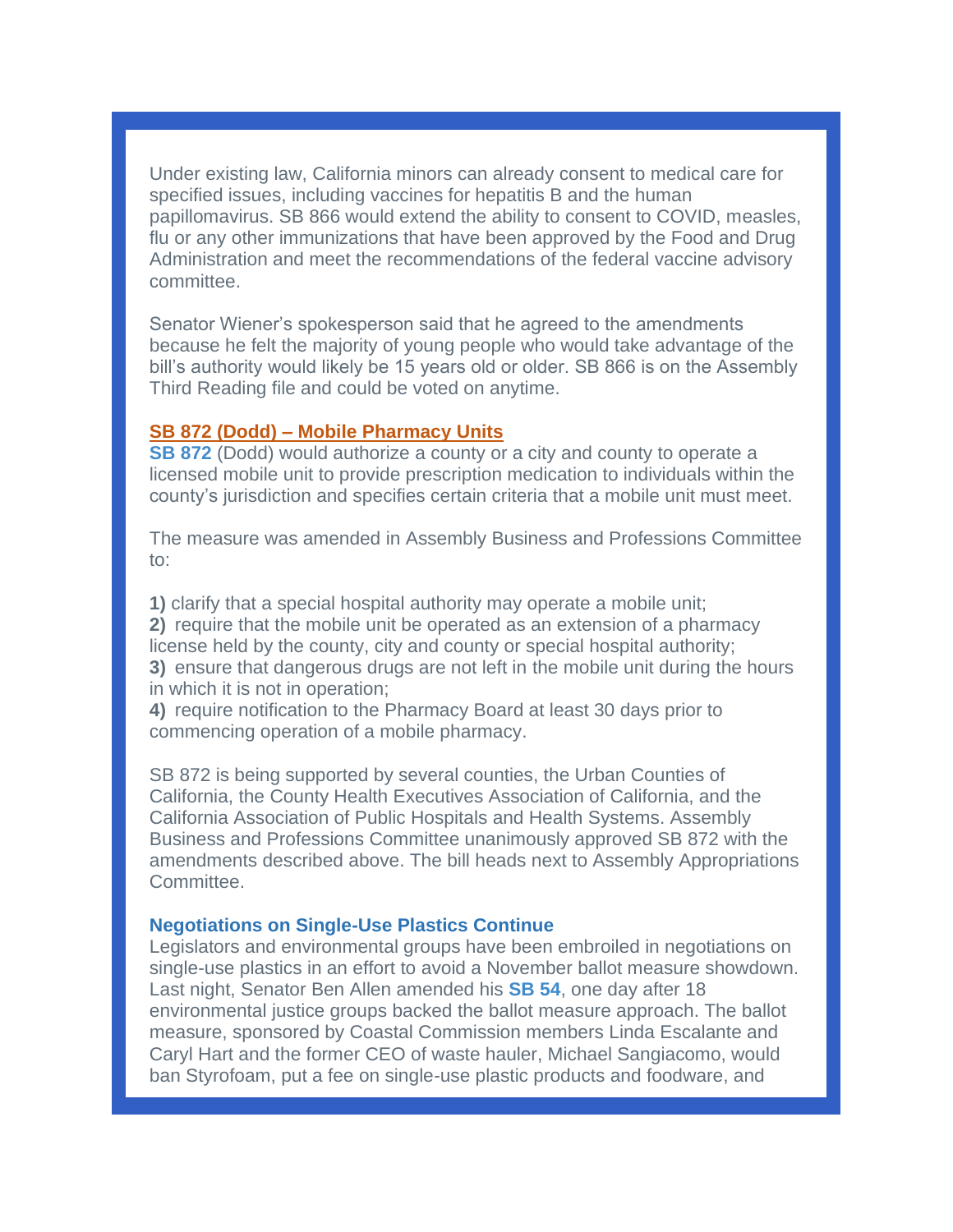Under existing law, California minors can already consent to medical care for specified issues, including vaccines for hepatitis B and the human papillomavirus. SB 866 would extend the ability to consent to COVID, measles, flu or any other immunizations that have been approved by the Food and Drug Administration and meet the recommendations of the federal vaccine advisory committee.

Senator Wiener's spokesperson said that he agreed to the amendments because he felt the majority of young people who would take advantage of the bill's authority would likely be 15 years old or older. SB 866 is on the Assembly Third Reading file and could be voted on anytime.

### SB 872 (Dodd) – Mobile Pharmacy Units

**SB 872** (Dodd) would authorize a county or a city and county to operate a licensed mobile unit to provide prescription medication to individuals within the county's jurisdiction and specifies certain criteria that a mobile unit must meet.

The measure was amended in Assembly Business and Professions Committee to:

**1)** clarify that a special hospital authority may operate a mobile unit;
**2)** require that the mobile unit be operated as an extension of a pharmacy license held by the county, city and county or special hospital authority;
**3)** ensure that dangerous drugs are not left in the mobile unit during the hours in which it is not in operation;
**4)** require notification to the Pharmacy Board at least 30 days prior to commencing operation of a mobile pharmacy.

SB 872 is being supported by several counties, the Urban Counties of California, the County Health Executives Association of California, and the California Association of Public Hospitals and Health Systems. Assembly Business and Professions Committee unanimously approved SB 872 with the amendments described above. The bill heads next to Assembly Appropriations Committee.

### Negotiations on Single-Use Plastics Continue

Legislators and environmental groups have been embroiled in negotiations on single-use plastics in an effort to avoid a November ballot measure showdown. Last night, Senator Ben Allen amended his **SB 54**, one day after 18 environmental justice groups backed the ballot measure approach. The ballot measure, sponsored by Coastal Commission members Linda Escalante and Caryl Hart and the former CEO of waste hauler, Michael Sangiacomo, would ban Styrofoam, put a fee on single-use plastic products and foodware, and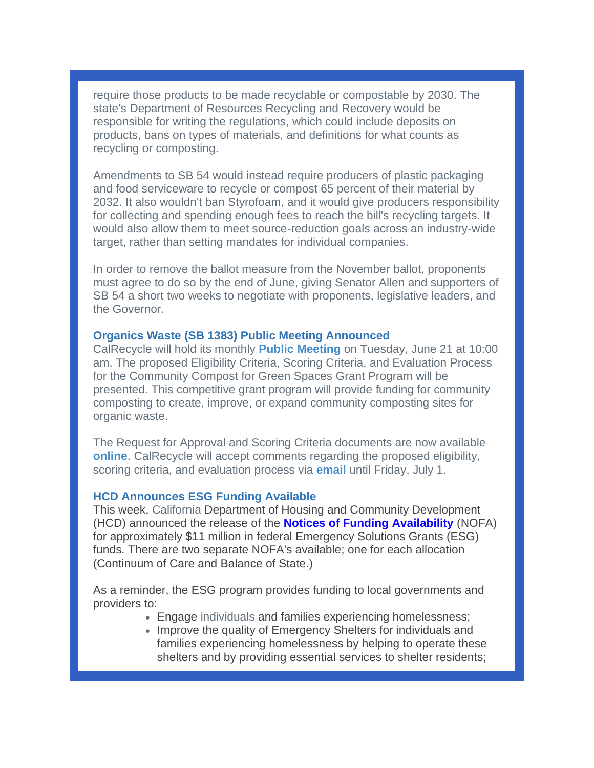require those products to be made recyclable or compostable by 2030. The state's Department of Resources Recycling and Recovery would be responsible for writing the regulations, which could include deposits on products, bans on types of materials, and definitions for what counts as recycling or composting.

Amendments to SB 54 would instead require producers of plastic packaging and food serviceware to recycle or compost 65 percent of their material by 2032. It also wouldn't ban Styrofoam, and it would give producers responsibility for collecting and spending enough fees to reach the bill's recycling targets. It would also allow them to meet source-reduction goals across an industry-wide target, rather than setting mandates for individual companies.

In order to remove the ballot measure from the November ballot, proponents must agree to do so by the end of June, giving Senator Allen and supporters of SB 54 a short two weeks to negotiate with proponents, legislative leaders, and the Governor.

**Organics Waste (SB 1383) Public Meeting Announced**

CalRecycle will hold its monthly **Public Meeting** on Tuesday, June 21 at 10:00 am. The proposed Eligibility Criteria, Scoring Criteria, and Evaluation Process for the Community Compost for Green Spaces Grant Program will be presented. This competitive grant program will provide funding for community composting to create, improve, or expand community composting sites for organic waste.

The Request for Approval and Scoring Criteria documents are now available **online**. CalRecycle will accept comments regarding the proposed eligibility, scoring criteria, and evaluation process via **email** until Friday, July 1.

**HCD Announces ESG Funding Available**

This week, California Department of Housing and Community Development (HCD) announced the release of the **Notices of Funding Availability** (NOFA) for approximately $11 million in federal Emergency Solutions Grants (ESG) funds. There are two separate NOFA's available; one for each allocation (Continuum of Care and Balance of State.)

As a reminder, the ESG program provides funding to local governments and providers to:

- Engage individuals and families experiencing homelessness;
- Improve the quality of Emergency Shelters for individuals and families experiencing homelessness by helping to operate these shelters and by providing essential services to shelter residents;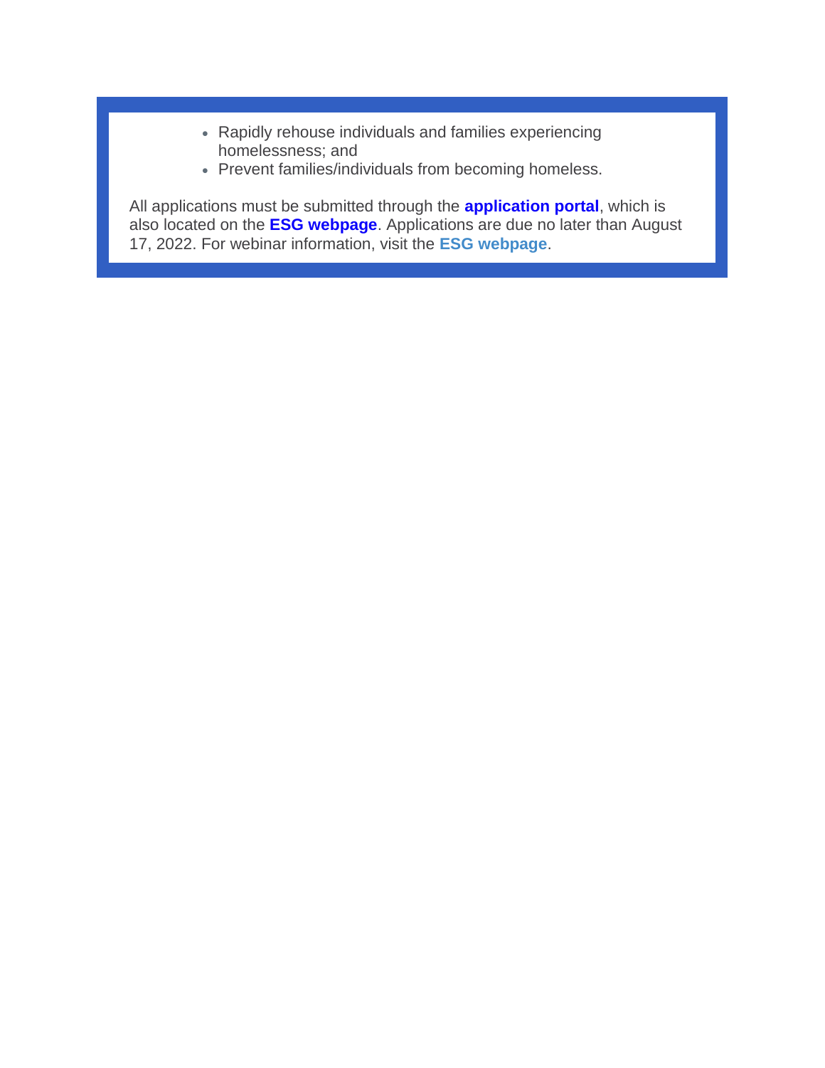- Rapidly rehouse individuals and families experiencing homelessness; and
- Prevent families/individuals from becoming homeless.

All applications must be submitted through the **application portal**, which is also located on the **ESG webpage**. Applications are due no later than August 17, 2022. For webinar information, visit the **ESG webpage**.